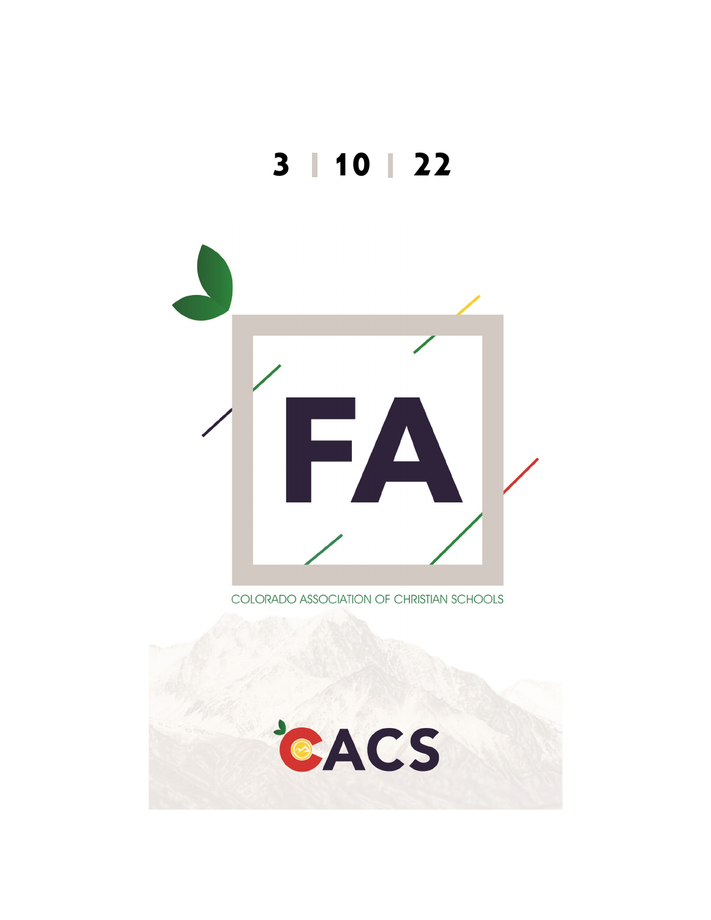# 3 | 10 | 22

# FA

COLORADO ASSOCIATION OF CHRISTIAN SCHOOLS

CACS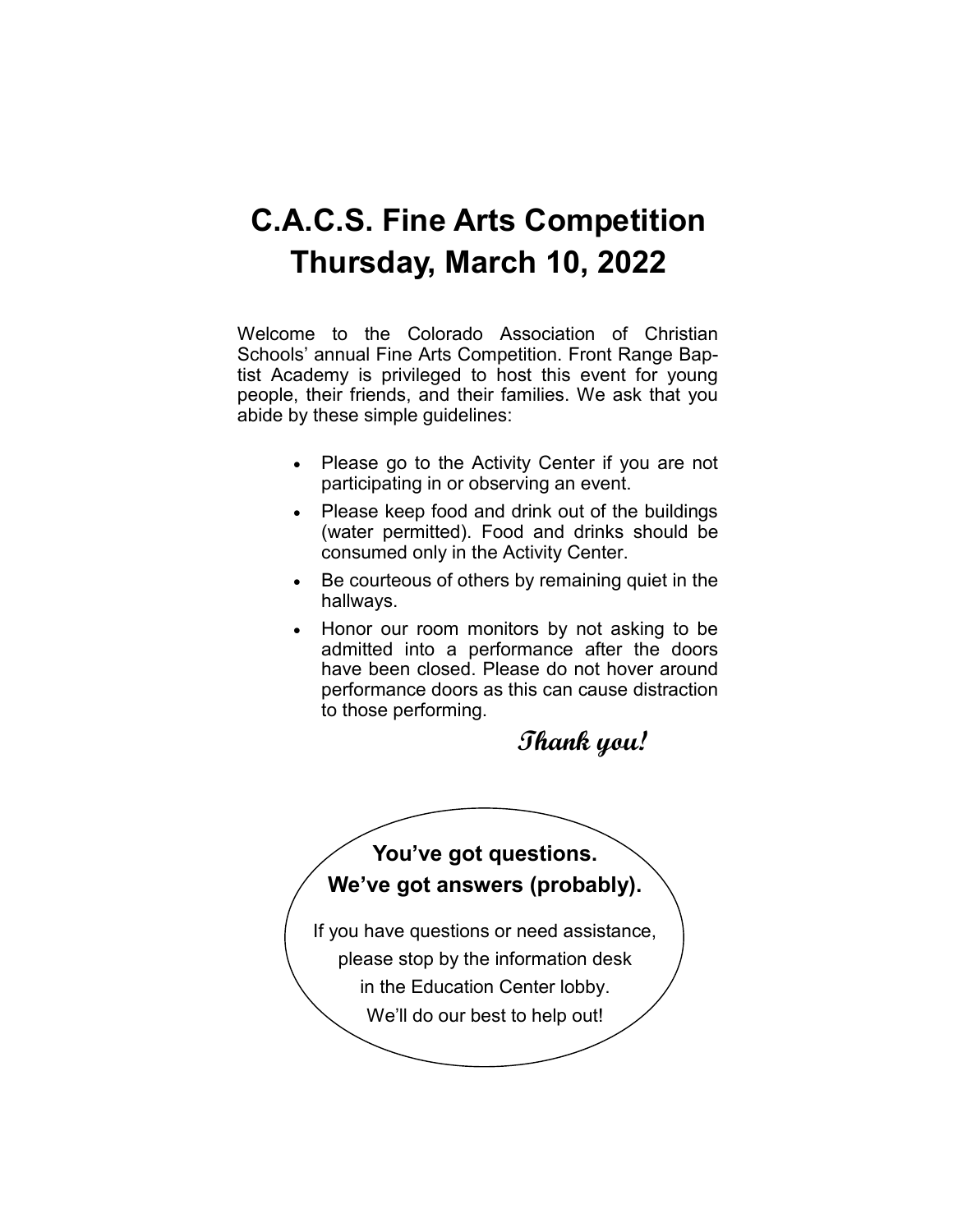# C.A.C.S. Fine Arts Competition Thursday, March 10, 2022

Welcome to the Colorado Association of Christian Schools' annual Fine Arts Competition. Front Range Baptist Academy is privileged to host this event for young people, their friends, and their families. We ask that you abide by these simple guidelines:

- Please go to the Activity Center if you are not participating in or observing an event.
- Please keep food and drink out of the buildings (water permitted). Food and drinks should be consumed only in the Activity Center.
- Be courteous of others by remaining quiet in the hallways.
- Honor our room monitors by not asking to be admitted into a performance after the doors have been closed. Please do not hover around performance doors as this can cause distraction to those performing.

***Thank you!***

**You've got questions.**
**We've got answers (probably).**

If you have questions or need assistance, please stop by the information desk in the Education Center lobby. We'll do our best to help out!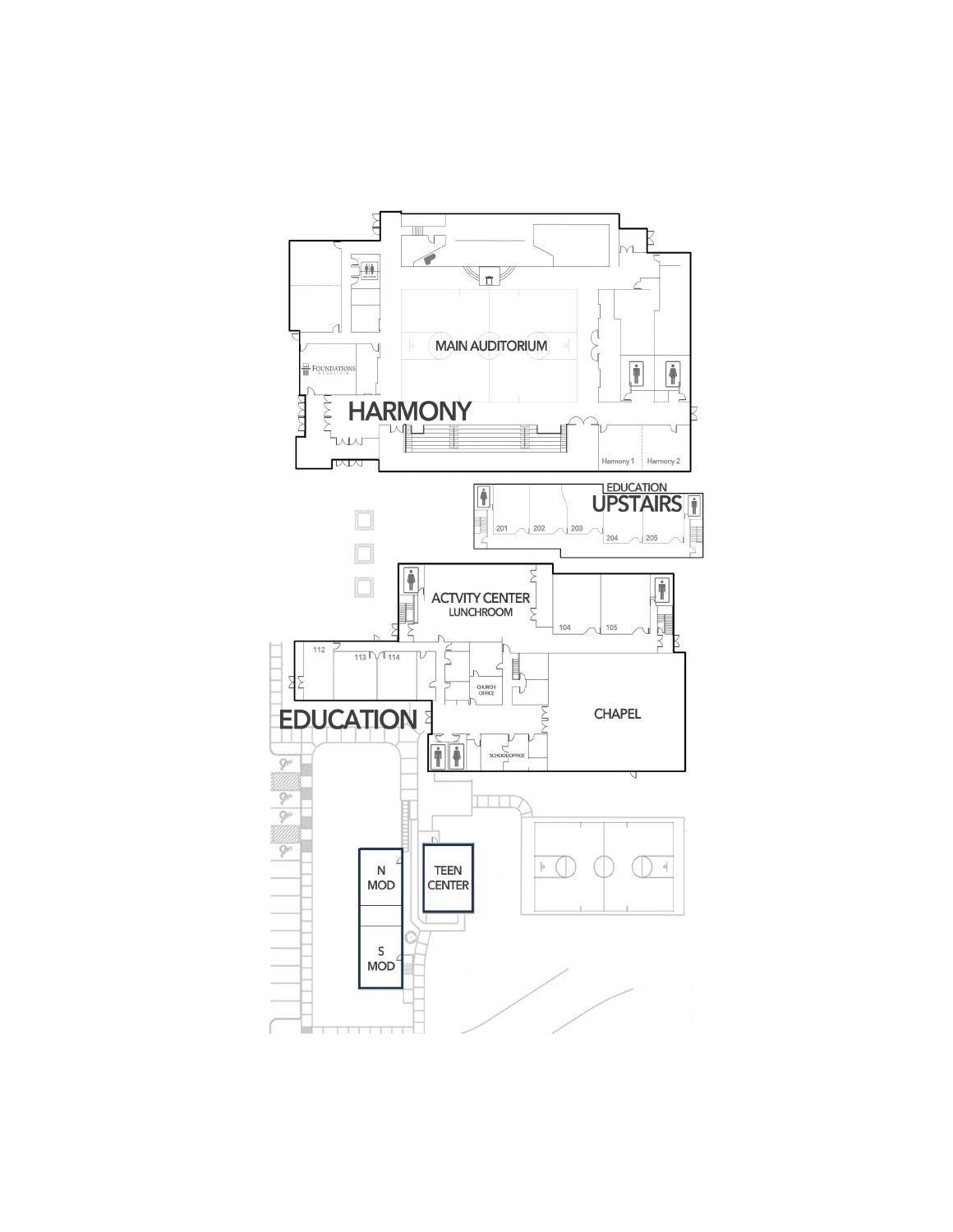MAIN AUDITORIUM

FOUNDATIONS bookstore

HARMONY

Harmony 1

Harmony 2

EDUCATION

UPSTAIRS

201

202

203

204

205

ACTVITY CENTER

LUNCHROOM

104

105

112

113

114

CHURCH OFFICE

EDUCATION

CHAPEL

SCHOOL OFFICE

N MOD

TEEN CENTER

S MOD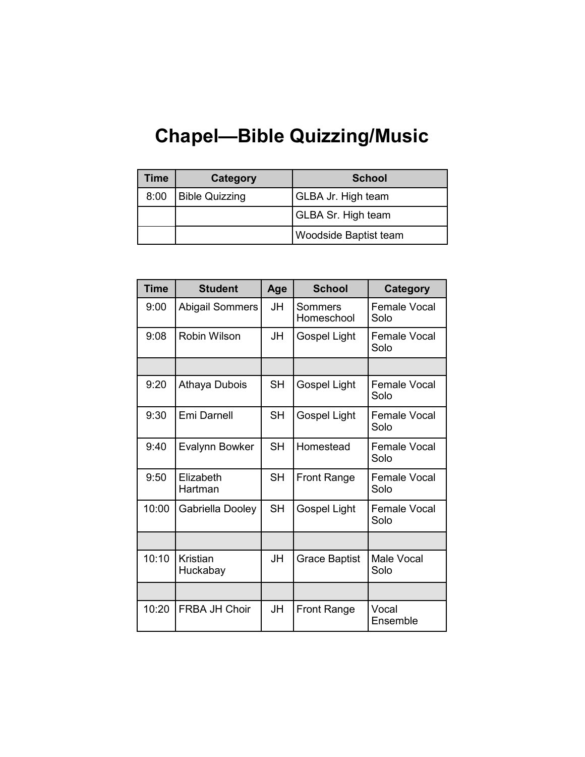# Chapel—Bible Quizzing/Music

| Time | Category | School |
|---|---|---|
| 8:00 | Bible Quizzing | GLBA Jr. High team |
| | | GLBA Sr. High team |
| | | Woodside Baptist team |

| Time | Student | Age | School | Category |
|---|---|---|---|---|
| 9:00 | Abigail Sommers | JH | Sommers Homeschool | Female Vocal Solo |
| 9:08 | Robin Wilson | JH | Gospel Light | Female Vocal Solo |
| | | | | |
| 9:20 | Athaya Dubois | SH | Gospel Light | Female Vocal Solo |
| 9:30 | Emi Darnell | SH | Gospel Light | Female Vocal Solo |
| 9:40 | Evalynn Bowker | SH | Homestead | Female Vocal Solo |
| 9:50 | Elizabeth Hartman | SH | Front Range | Female Vocal Solo |
| 10:00 | Gabriella Dooley | SH | Gospel Light | Female Vocal Solo |
| | | | | |
| 10:10 | Kristian Huckabay | JH | Grace Baptist | Male Vocal Solo |
| | | | | |
| 10:20 | FRBA JH Choir | JH | Front Range | Vocal Ensemble |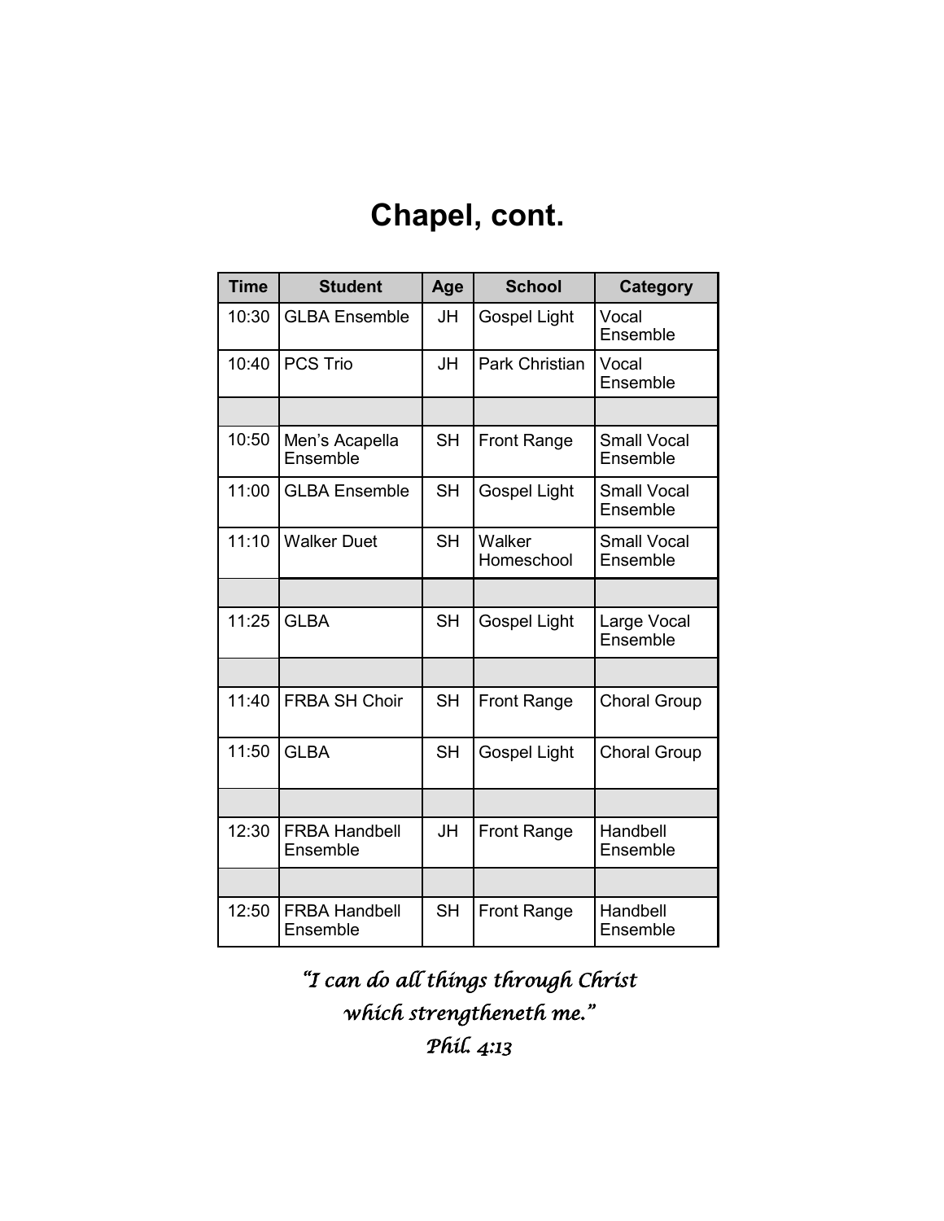# Chapel, cont.

| Time | Student | Age | School | Category |
|---|---|---|---|---|
| 10:30 | GLBA Ensemble | JH | Gospel Light | Vocal Ensemble |
| 10:40 | PCS Trio | JH | Park Christian | Vocal Ensemble |
| | | | | |
| 10:50 | Men's Acapella Ensemble | SH | Front Range | Small Vocal Ensemble |
| 11:00 | GLBA Ensemble | SH | Gospel Light | Small Vocal Ensemble |
| 11:10 | Walker Duet | SH | Walker Homeschool | Small Vocal Ensemble |
| | | | | |
| 11:25 | GLBA | SH | Gospel Light | Large Vocal Ensemble |
| | | | | |
| 11:40 | FRBA SH Choir | SH | Front Range | Choral Group |
| 11:50 | GLBA | SH | Gospel Light | Choral Group |
| | | | | |
| 12:30 | FRBA Handbell Ensemble | JH | Front Range | Handbell Ensemble |
| | | | | |
| 12:50 | FRBA Handbell Ensemble | SH | Front Range | Handbell Ensemble |

*"I can do all things through Christ which strengtheneth me."*
*Phil. 4:13*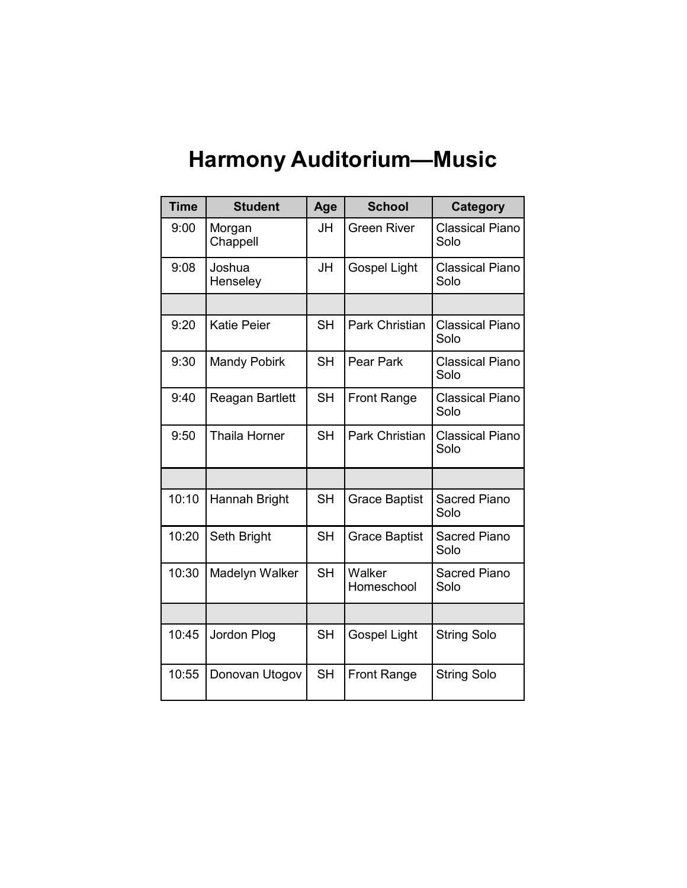# Harmony Auditorium—Music

| Time | Student | Age | School | Category |
|---|---|---|---|---|
| 9:00 | Morgan Chappell | JH | Green River | Classical Piano Solo |
| 9:08 | Joshua Henseley | JH | Gospel Light | Classical Piano Solo |
| | | | | |
| 9:20 | Katie Peier | SH | Park Christian | Classical Piano Solo |
| 9:30 | Mandy Pobirk | SH | Pear Park | Classical Piano Solo |
| 9:40 | Reagan Bartlett | SH | Front Range | Classical Piano Solo |
| 9:50 | Thaila Horner | SH | Park Christian | Classical Piano Solo |
| | | | | |
| 10:10 | Hannah Bright | SH | Grace Baptist | Sacred Piano Solo |
| 10:20 | Seth Bright | SH | Grace Baptist | Sacred Piano Solo |
| 10:30 | Madelyn Walker | SH | Walker Homeschool | Sacred Piano Solo |
| | | | | |
| 10:45 | Jordon Plog | SH | Gospel Light | String Solo |
| 10:55 | Donovan Utogov | SH | Front Range | String Solo |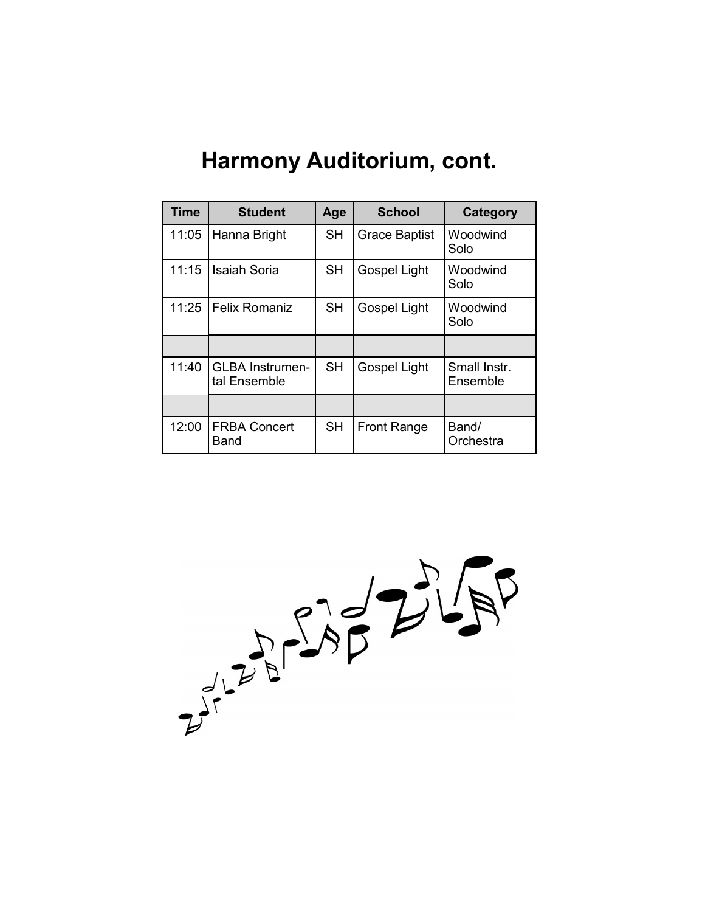# Harmony Auditorium, cont.

| Time | Student | Age | School | Category |
|---|---|---|---|---|
| 11:05 | Hanna Bright | SH | Grace Baptist | Woodwind Solo |
| 11:15 | Isaiah Soria | SH | Gospel Light | Woodwind Solo |
| 11:25 | Felix Romaniz | SH | Gospel Light | Woodwind Solo |
| | | | | |
| 11:40 | GLBA Instrumental Ensemble | SH | Gospel Light | Small Instr. Ensemble |
| | | | | |
| 12:00 | FRBA Concert Band | SH | Front Range | Band/ Orchestra |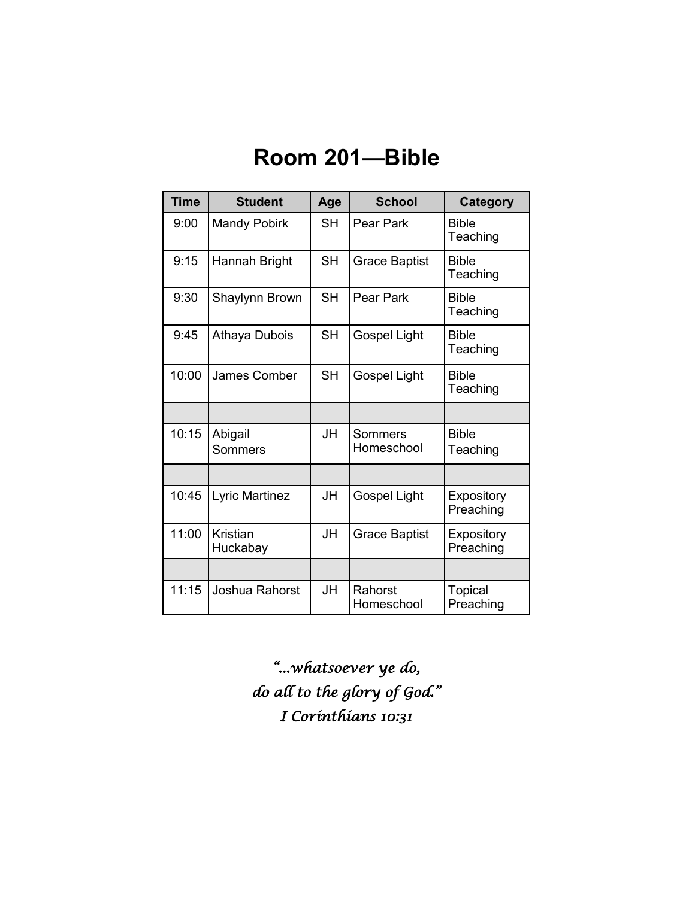# Room 201—Bible

| Time | Student | Age | School | Category |
|---|---|---|---|---|
| 9:00 | Mandy Pobirk | SH | Pear Park | Bible Teaching |
| 9:15 | Hannah Bright | SH | Grace Baptist | Bible Teaching |
| 9:30 | Shaylynn Brown | SH | Pear Park | Bible Teaching |
| 9:45 | Athaya Dubois | SH | Gospel Light | Bible Teaching |
| 10:00 | James Comber | SH | Gospel Light | Bible Teaching |
| | | | | |
| 10:15 | Abigail Sommers | JH | Sommers Homeschool | Bible Teaching |
| | | | | |
| 10:45 | Lyric Martinez | JH | Gospel Light | Expository Preaching |
| 11:00 | Kristian Huckabay | JH | Grace Baptist | Expository Preaching |
| | | | | |
| 11:15 | Joshua Rahorst | JH | Rahorst Homeschool | Topical Preaching |

*"...whatsoever ye do,*
*do all to the glory of God."*
*I Corinthians 10:31*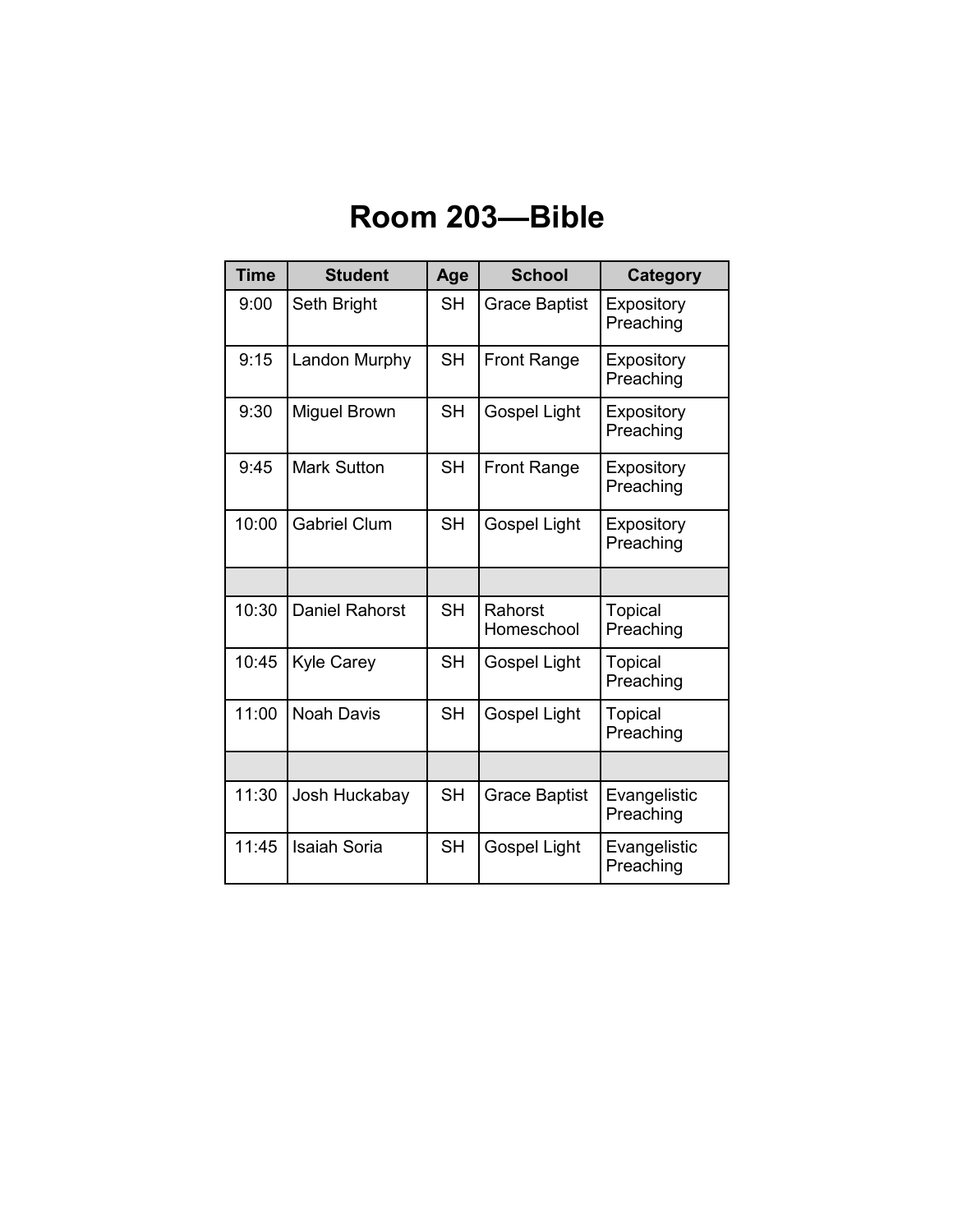# Room 203—Bible

| Time | Student | Age | School | Category |
|---|---|---|---|---|
| 9:00 | Seth Bright | SH | Grace Baptist | Expository Preaching |
| 9:15 | Landon Murphy | SH | Front Range | Expository Preaching |
| 9:30 | Miguel Brown | SH | Gospel Light | Expository Preaching |
| 9:45 | Mark Sutton | SH | Front Range | Expository Preaching |
| 10:00 | Gabriel Clum | SH | Gospel Light | Expository Preaching |
| | | | | |
| 10:30 | Daniel Rahorst | SH | Rahorst Homeschool | Topical Preaching |
| 10:45 | Kyle Carey | SH | Gospel Light | Topical Preaching |
| 11:00 | Noah Davis | SH | Gospel Light | Topical Preaching |
| | | | | |
| 11:30 | Josh Huckabay | SH | Grace Baptist | Evangelistic Preaching |
| 11:45 | Isaiah Soria | SH | Gospel Light | Evangelistic Preaching |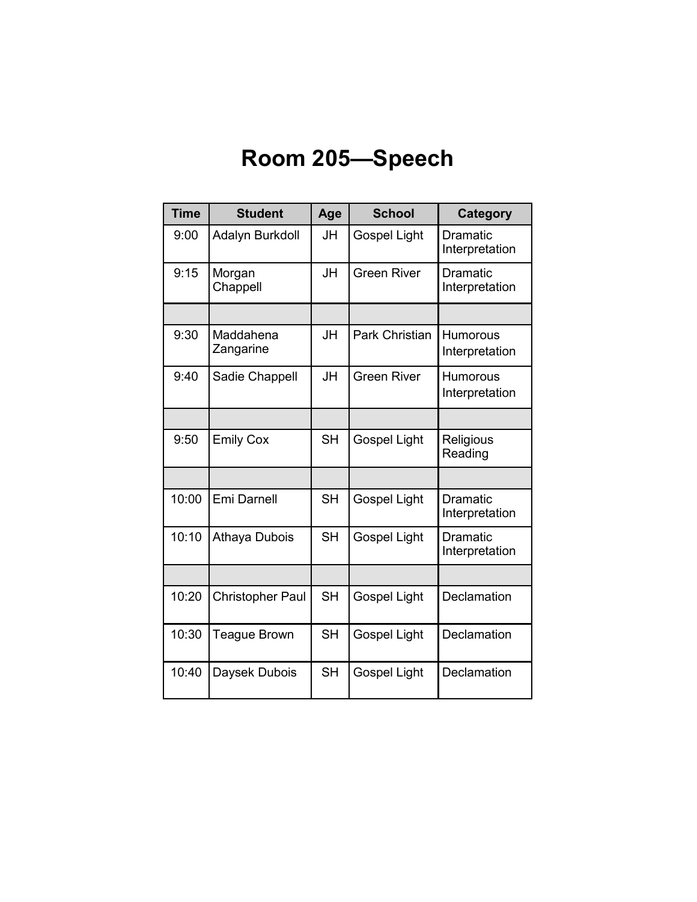# Room 205—Speech

| Time | Student | Age | School | Category |
|---|---|---|---|---|
| 9:00 | Adalyn Burkdoll | JH | Gospel Light | Dramatic Interpretation |
| 9:15 | Morgan Chappell | JH | Green River | Dramatic Interpretation |
| | | | | |
| 9:30 | Maddahena Zangarine | JH | Park Christian | Humorous Interpretation |
| 9:40 | Sadie Chappell | JH | Green River | Humorous Interpretation |
| | | | | |
| 9:50 | Emily Cox | SH | Gospel Light | Religious Reading |
| | | | | |
| 10:00 | Emi Darnell | SH | Gospel Light | Dramatic Interpretation |
| 10:10 | Athaya Dubois | SH | Gospel Light | Dramatic Interpretation |
| | | | | |
| 10:20 | Christopher Paul | SH | Gospel Light | Declamation |
| 10:30 | Teague Brown | SH | Gospel Light | Declamation |
| 10:40 | Daysek Dubois | SH | Gospel Light | Declamation |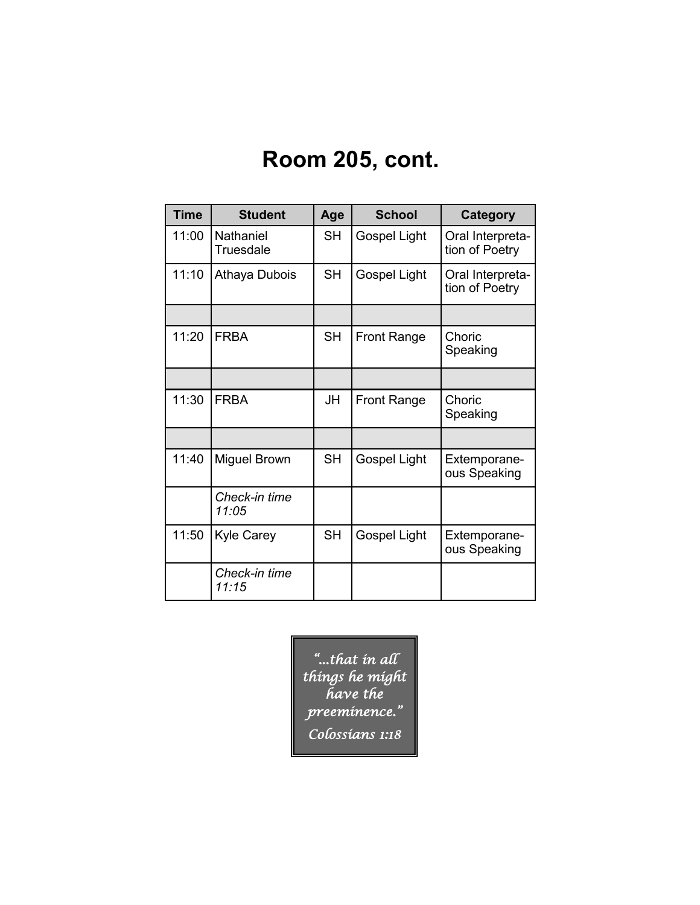# Room 205, cont.

| Time | Student | Age | School | Category |
|---|---|---|---|---|
| 11:00 | Nathaniel Truesdale | SH | Gospel Light | Oral Interpretation of Poetry |
| 11:10 | Athaya Dubois | SH | Gospel Light | Oral Interpretation of Poetry |
| | | | | |
| 11:20 | FRBA | SH | Front Range | Choric Speaking |
| | | | | |
| 11:30 | FRBA | JH | Front Range | Choric Speaking |
| | | | | |
| 11:40 | Miguel Brown | SH | Gospel Light | Extemporaneous Speaking |
| | *Check-in time 11:05* | | | |
| 11:50 | Kyle Carey | SH | Gospel Light | Extemporaneous Speaking |
| | *Check-in time 11:15* | | | |

*"...that in all things he might have the preeminence."*
*Colossians 1:18*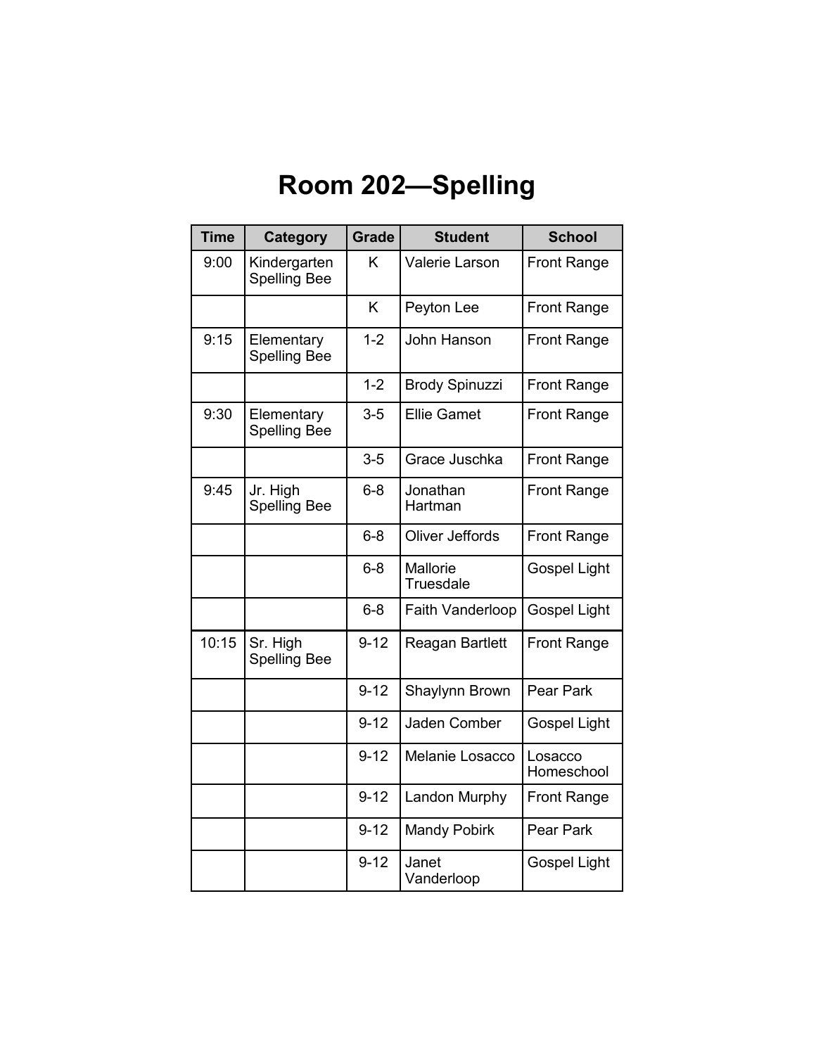# Room 202—Spelling

| Time | Category | Grade | Student | School |
|---|---|---|---|---|
| 9:00 | Kindergarten Spelling Bee | K | Valerie Larson | Front Range |
| | | K | Peyton Lee | Front Range |
| 9:15 | Elementary Spelling Bee | 1-2 | John Hanson | Front Range |
| | | 1-2 | Brody Spinuzzi | Front Range |
| 9:30 | Elementary Spelling Bee | 3-5 | Ellie Gamet | Front Range |
| | | 3-5 | Grace Juschka | Front Range |
| 9:45 | Jr. High Spelling Bee | 6-8 | Jonathan Hartman | Front Range |
| | | 6-8 | Oliver Jeffords | Front Range |
| | | 6-8 | Mallorie Truesdale | Gospel Light |
| | | 6-8 | Faith Vanderloop | Gospel Light |
| 10:15 | Sr. High Spelling Bee | 9-12 | Reagan Bartlett | Front Range |
| | | 9-12 | Shaylynn Brown | Pear Park |
| | | 9-12 | Jaden Comber | Gospel Light |
| | | 9-12 | Melanie Losacco | Losacco Homeschool |
| | | 9-12 | Landon Murphy | Front Range |
| | | 9-12 | Mandy Pobirk | Pear Park |
| | | 9-12 | Janet Vanderloop | Gospel Light |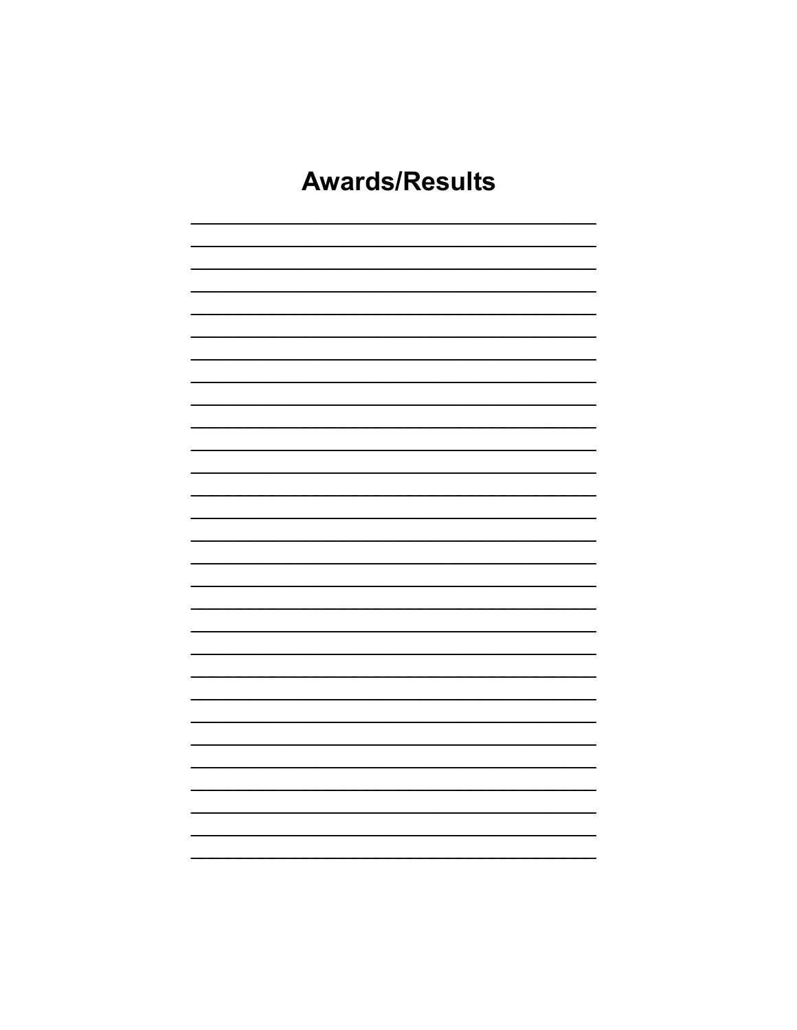# Awards/Results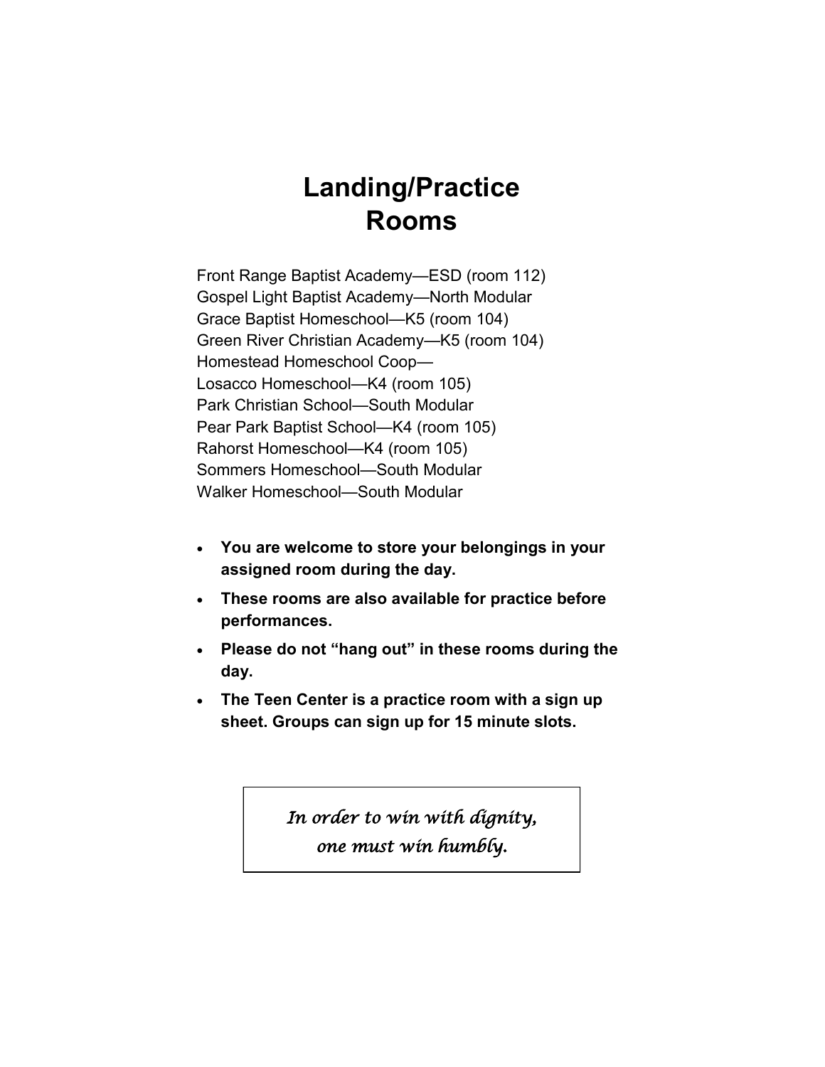# Landing/Practice Rooms

Front Range Baptist Academy—ESD (room 112)
Gospel Light Baptist Academy—North Modular
Grace Baptist Homeschool—K5 (room 104)
Green River Christian Academy—K5 (room 104)
Homestead Homeschool Coop—
Losacco Homeschool—K4 (room 105)
Park Christian School—South Modular
Pear Park Baptist School—K4 (room 105)
Rahorst Homeschool—K4 (room 105)
Sommers Homeschool—South Modular
Walker Homeschool—South Modular

- **You are welcome to store your belongings in your assigned room during the day.**
- **These rooms are also available for practice before performances.**
- **Please do not "hang out" in these rooms during the day.**
- **The Teen Center is a practice room with a sign up sheet. Groups can sign up for 15 minute slots.**

*In order to win with dignity,*
*one must win humbly.*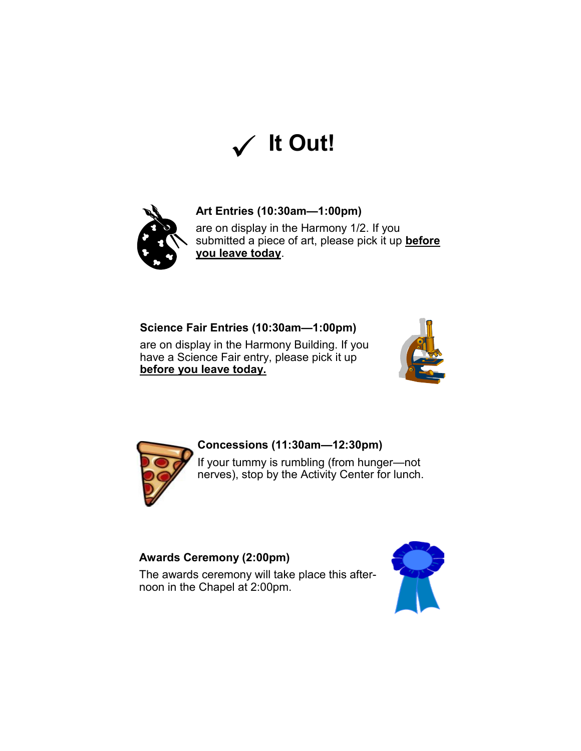# ✓ It Out!

**Art Entries (10:30am—1:00pm)**
are on display in the Harmony 1/2. If you submitted a piece of art, please pick it up **before you leave today**.

**Science Fair Entries (10:30am—1:00pm)**
are on display in the Harmony Building. If you have a Science Fair entry, please pick it up **before you leave today.**

**Concessions (11:30am—12:30pm)**
If your tummy is rumbling (from hunger—not nerves), stop by the Activity Center for lunch.

**Awards Ceremony (2:00pm)**
The awards ceremony will take place this afternoon in the Chapel at 2:00pm.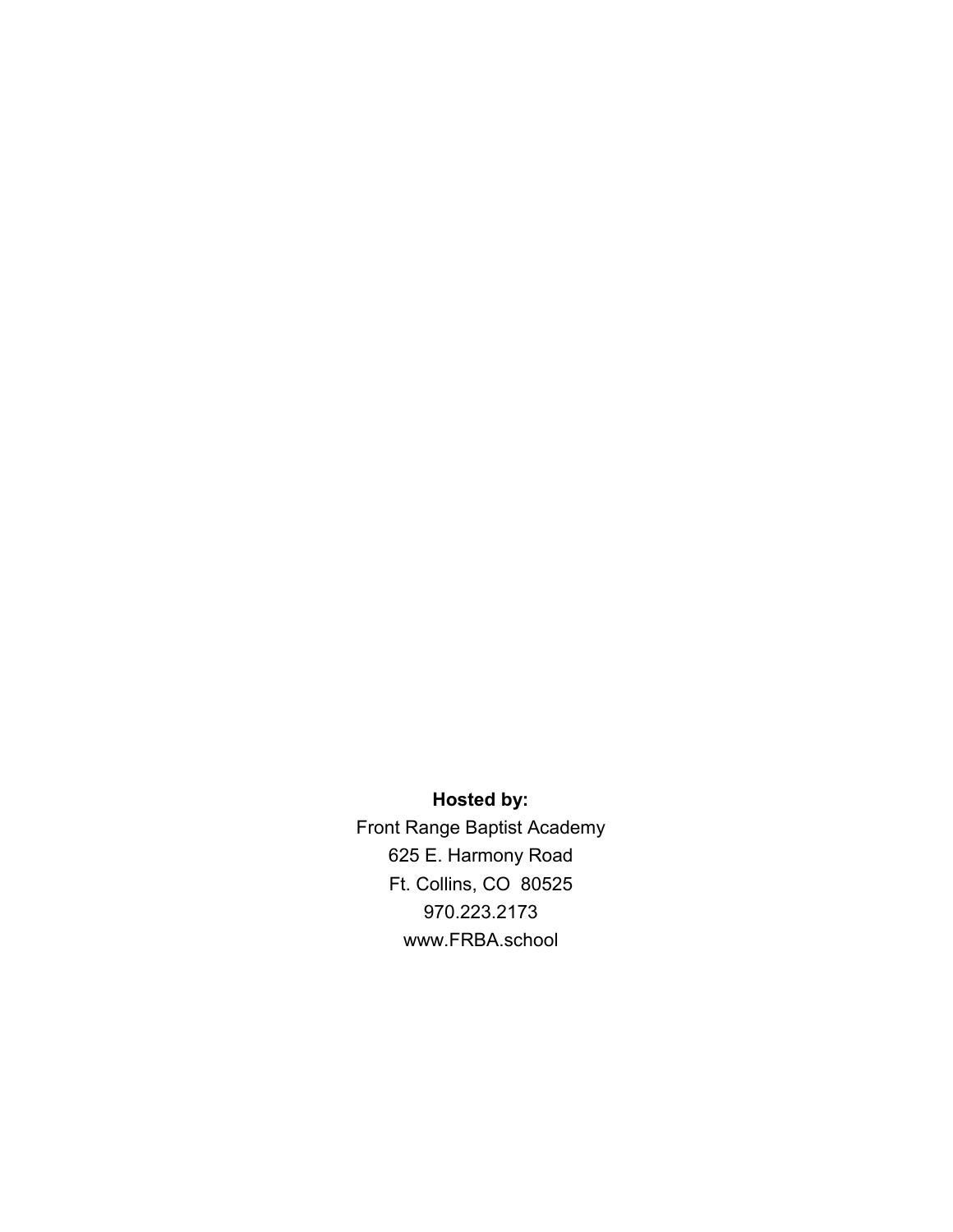**Hosted by:**

Front Range Baptist Academy

625 E. Harmony Road

Ft. Collins, CO  80525

970.223.2173

www.FRBA.school